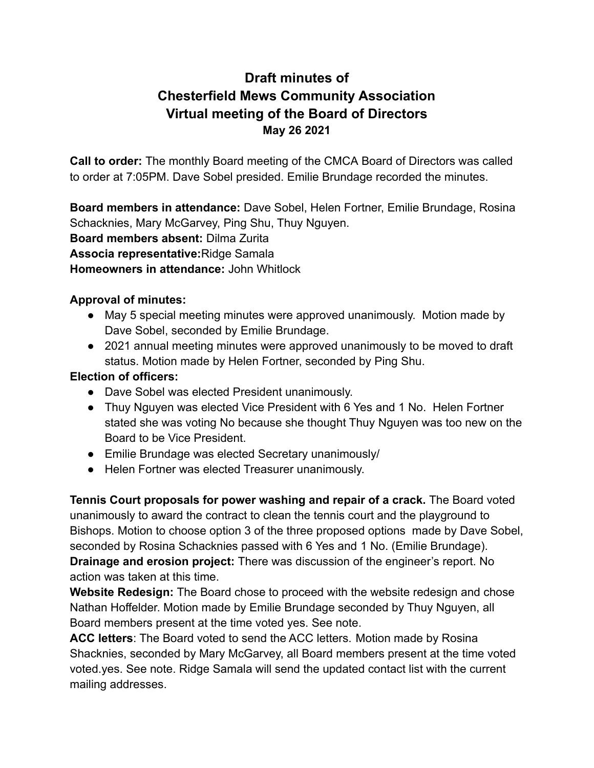# Draft minutes of Chesterfield Mews Community Association Virtual meeting of the Board of Directors

**May 26 2021**

**Call to order:** The monthly Board meeting of the CMCA Board of Directors was called to order at 7:05PM. Dave Sobel presided. Emilie Brundage recorded the minutes.

**Board members in attendance:** Dave Sobel, Helen Fortner, Emilie Brundage, Rosina Schacknies, Mary McGarvey, Ping Shu, Thuy Nguyen.
**Board members absent:** Dilma Zurita
**Associa representative:**Ridge Samala
**Homeowners in attendance:** John Whitlock

**Approval of minutes:**

- May 5 special meeting minutes were approved unanimously. Motion made by Dave Sobel, seconded by Emilie Brundage.
- 2021 annual meeting minutes were approved unanimously to be moved to draft status. Motion made by Helen Fortner, seconded by Ping Shu.

**Election of officers:**

- Dave Sobel was elected President unanimously.
- Thuy Nguyen was elected Vice President with 6 Yes and 1 No. Helen Fortner stated she was voting No because she thought Thuy Nguyen was too new on the Board to be Vice President.
- Emilie Brundage was elected Secretary unanimously/
- Helen Fortner was elected Treasurer unanimously.

**Tennis Court proposals for power washing and repair of a crack.** The Board voted unanimously to award the contract to clean the tennis court and the playground to Bishops. Motion to choose option 3 of the three proposed options made by Dave Sobel, seconded by Rosina Schacknies passed with 6 Yes and 1 No. (Emilie Brundage).
**Drainage and erosion project:** There was discussion of the engineer's report. No action was taken at this time.
**Website Redesign:** The Board chose to proceed with the website redesign and chose Nathan Hoffelder. Motion made by Emilie Brundage seconded by Thuy Nguyen, all Board members present at the time voted yes. See note.
**ACC letters**: The Board voted to send the ACC letters. Motion made by Rosina Shacknies, seconded by Mary McGarvey, all Board members present at the time voted voted.yes. See note. Ridge Samala will send the updated contact list with the current mailing addresses.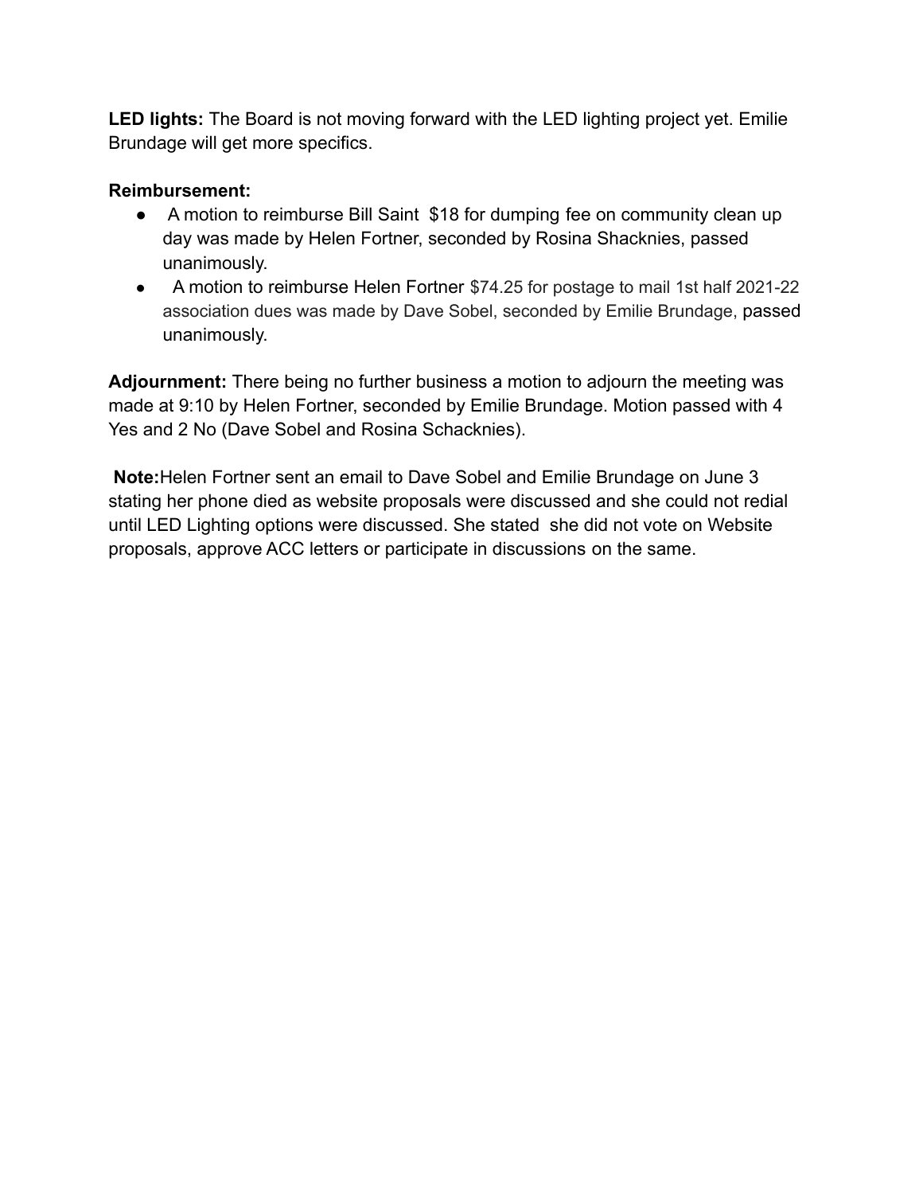**LED lights:** The Board is not moving forward with the LED lighting project yet. Emilie Brundage will get more specifics.

**Reimbursement:**

- A motion to reimburse Bill Saint $18 for dumping fee on community clean up day was made by Helen Fortner, seconded by Rosina Shacknies, passed unanimously.
- A motion to reimburse Helen Fortner $74.25 for postage to mail 1st half 2021-22 association dues was made by Dave Sobel, seconded by Emilie Brundage, passed unanimously.

**Adjournment:** There being no further business a motion to adjourn the meeting was made at 9:10 by Helen Fortner, seconded by Emilie Brundage. Motion passed with 4 Yes and 2 No (Dave Sobel and Rosina Schacknies).

**Note:**Helen Fortner sent an email to Dave Sobel and Emilie Brundage on June 3 stating her phone died as website proposals were discussed and she could not redial until LED Lighting options were discussed. She stated she did not vote on Website proposals, approve ACC letters or participate in discussions on the same.